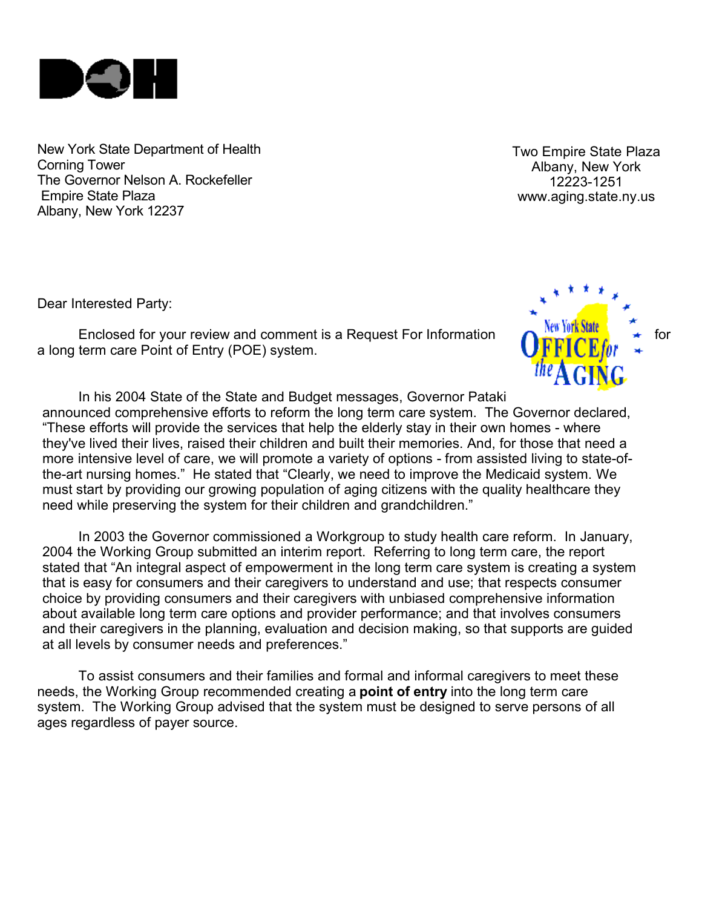New York State Department of Health
Corning Tower
The Governor Nelson A. Rockefeller
Empire State Plaza
Albany, New York 12237

Two Empire State Plaza
Albany, New York
12223-1251
www.aging.state.ny.us

Dear Interested Party:

Enclosed for your review and comment is a Request For Information for a long term care Point of Entry (POE) system.

In his 2004 State of the State and Budget messages, Governor Pataki announced comprehensive efforts to reform the long term care system. The Governor declared, "These efforts will provide the services that help the elderly stay in their own homes - where they've lived their lives, raised their children and built their memories. And, for those that need a more intensive level of care, we will promote a variety of options - from assisted living to state-of-the-art nursing homes." He stated that "Clearly, we need to improve the Medicaid system. We must start by providing our growing population of aging citizens with the quality healthcare they need while preserving the system for their children and grandchildren."

In 2003 the Governor commissioned a Workgroup to study health care reform. In January, 2004 the Working Group submitted an interim report. Referring to long term care, the report stated that "An integral aspect of empowerment in the long term care system is creating a system that is easy for consumers and their caregivers to understand and use; that respects consumer choice by providing consumers and their caregivers with unbiased comprehensive information about available long term care options and provider performance; and that involves consumers and their caregivers in the planning, evaluation and decision making, so that supports are guided at all levels by consumer needs and preferences."

To assist consumers and their families and formal and informal caregivers to meet these needs, the Working Group recommended creating a **point of entry** into the long term care system. The Working Group advised that the system must be designed to serve persons of all ages regardless of payer source.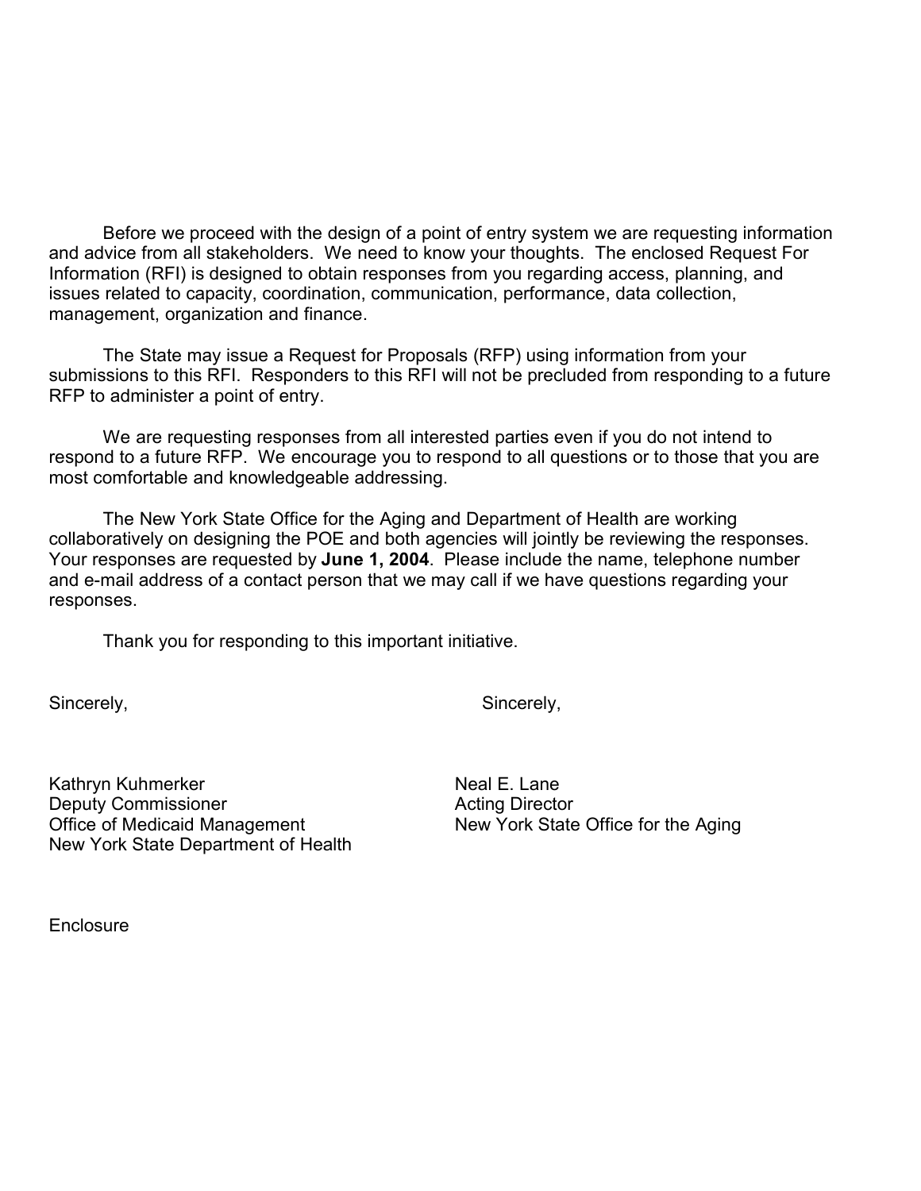Before we proceed with the design of a point of entry system we are requesting information and advice from all stakeholders. We need to know your thoughts. The enclosed Request For Information (RFI) is designed to obtain responses from you regarding access, planning, and issues related to capacity, coordination, communication, performance, data collection, management, organization and finance.

The State may issue a Request for Proposals (RFP) using information from your submissions to this RFI. Responders to this RFI will not be precluded from responding to a future RFP to administer a point of entry.

We are requesting responses from all interested parties even if you do not intend to respond to a future RFP. We encourage you to respond to all questions or to those that you are most comfortable and knowledgeable addressing.

The New York State Office for the Aging and Department of Health are working collaboratively on designing the POE and both agencies will jointly be reviewing the responses. Your responses are requested by **June 1, 2004**. Please include the name, telephone number and e-mail address of a contact person that we may call if we have questions regarding your responses.

Thank you for responding to this important initiative.

Sincerely,

Kathryn Kuhmerker
Deputy Commissioner
Office of Medicaid Management
New York State Department of Health

Sincerely,

Neal E. Lane
Acting Director
New York State Office for the Aging

Enclosure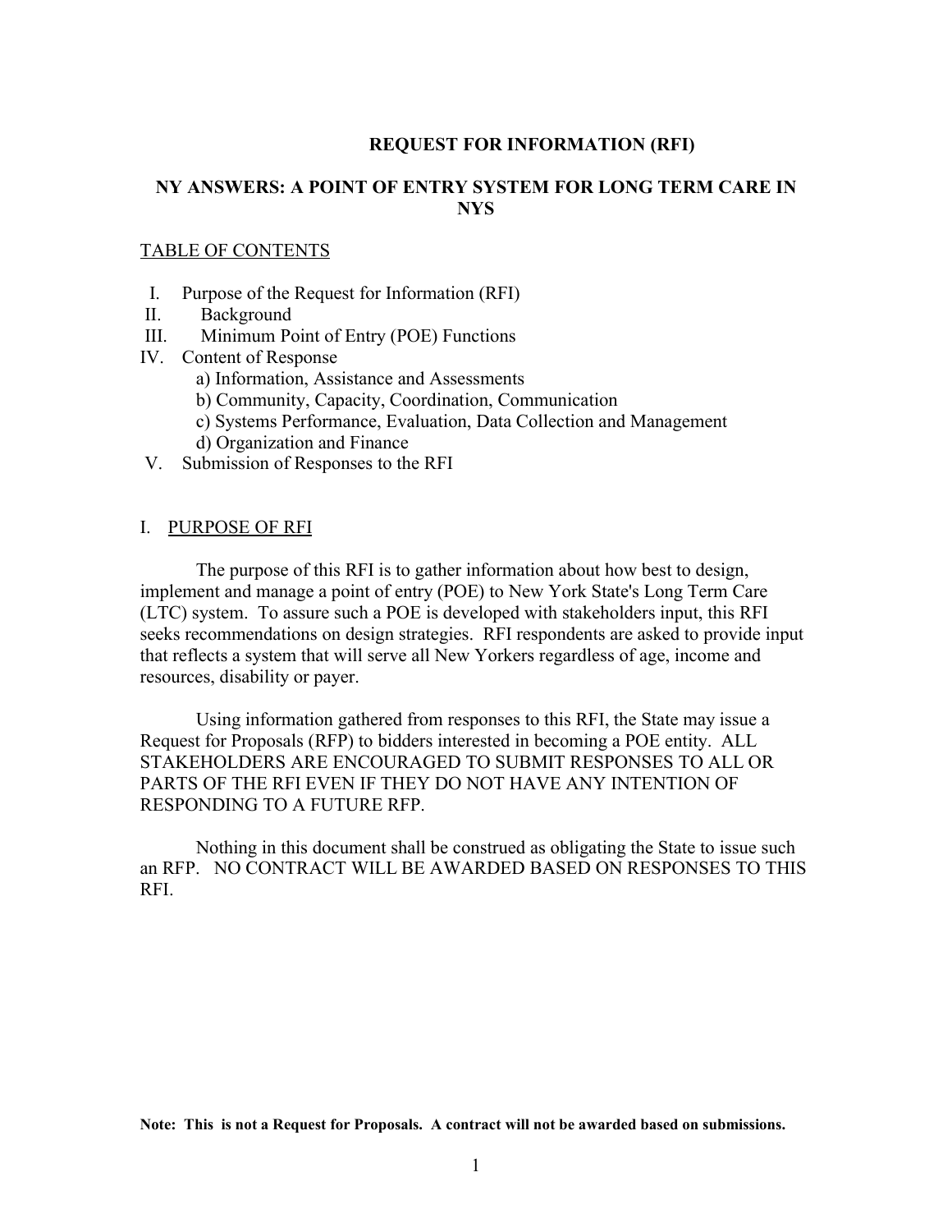**REQUEST FOR INFORMATION (RFI)**

**NY ANSWERS: A POINT OF ENTRY SYSTEM FOR LONG TERM CARE IN NYS**

TABLE OF CONTENTS

I. Purpose of the Request for Information (RFI)
II. Background
III. Minimum Point of Entry (POE) Functions
IV. Content of Response
   a) Information, Assistance and Assessments
   b) Community, Capacity, Coordination, Communication
   c) Systems Performance, Evaluation, Data Collection and Management
   d) Organization and Finance
V. Submission of Responses to the RFI

## I. PURPOSE OF RFI

The purpose of this RFI is to gather information about how best to design, implement and manage a point of entry (POE) to New York State's Long Term Care (LTC) system. To assure such a POE is developed with stakeholders input, this RFI seeks recommendations on design strategies. RFI respondents are asked to provide input that reflects a system that will serve all New Yorkers regardless of age, income and resources, disability or payer.

Using information gathered from responses to this RFI, the State may issue a Request for Proposals (RFP) to bidders interested in becoming a POE entity. ALL STAKEHOLDERS ARE ENCOURAGED TO SUBMIT RESPONSES TO ALL OR PARTS OF THE RFI EVEN IF THEY DO NOT HAVE ANY INTENTION OF RESPONDING TO A FUTURE RFP.

Nothing in this document shall be construed as obligating the State to issue such an RFP. NO CONTRACT WILL BE AWARDED BASED ON RESPONSES TO THIS RFI.

**Note: This is not a Request for Proposals. A contract will not be awarded based on submissions.**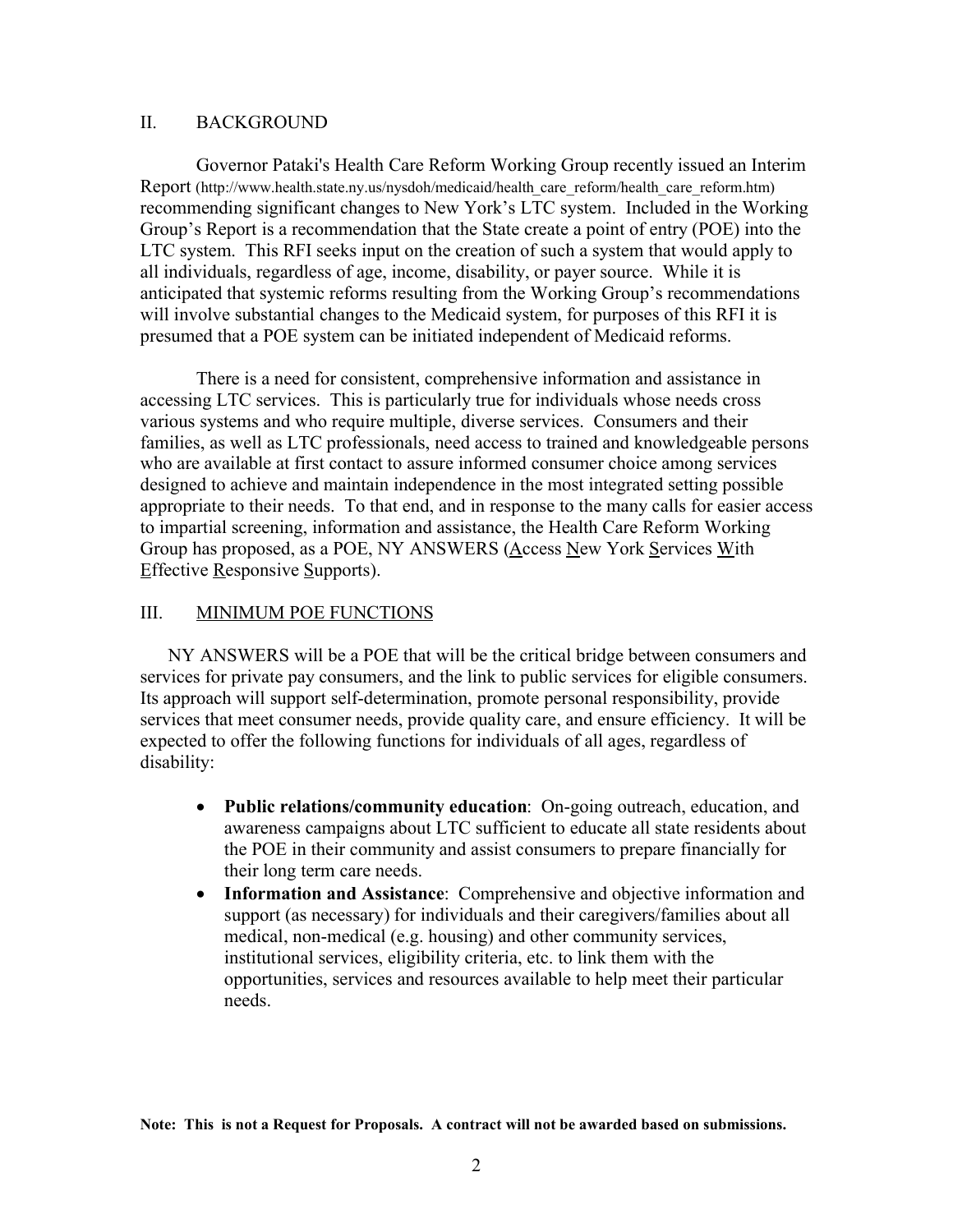## II. BACKGROUND

Governor Pataki's Health Care Reform Working Group recently issued an Interim Report (http://www.health.state.ny.us/nysdoh/medicaid/health_care_reform/health_care_reform.htm) recommending significant changes to New York's LTC system. Included in the Working Group's Report is a recommendation that the State create a point of entry (POE) into the LTC system. This RFI seeks input on the creation of such a system that would apply to all individuals, regardless of age, income, disability, or payer source. While it is anticipated that systemic reforms resulting from the Working Group's recommendations will involve substantial changes to the Medicaid system, for purposes of this RFI it is presumed that a POE system can be initiated independent of Medicaid reforms.

There is a need for consistent, comprehensive information and assistance in accessing LTC services. This is particularly true for individuals whose needs cross various systems and who require multiple, diverse services. Consumers and their families, as well as LTC professionals, need access to trained and knowledgeable persons who are available at first contact to assure informed consumer choice among services designed to achieve and maintain independence in the most integrated setting possible appropriate to their needs. To that end, and in response to the many calls for easier access to impartial screening, information and assistance, the Health Care Reform Working Group has proposed, as a POE, NY ANSWERS (Access New York Services With Effective Responsive Supports).

## III. MINIMUM POE FUNCTIONS

NY ANSWERS will be a POE that will be the critical bridge between consumers and services for private pay consumers, and the link to public services for eligible consumers. Its approach will support self-determination, promote personal responsibility, provide services that meet consumer needs, provide quality care, and ensure efficiency. It will be expected to offer the following functions for individuals of all ages, regardless of disability:

- **Public relations/community education**: On-going outreach, education, and awareness campaigns about LTC sufficient to educate all state residents about the POE in their community and assist consumers to prepare financially for their long term care needs.
- **Information and Assistance**: Comprehensive and objective information and support (as necessary) for individuals and their caregivers/families about all medical, non-medical (e.g. housing) and other community services, institutional services, eligibility criteria, etc. to link them with the opportunities, services and resources available to help meet their particular needs.

**Note: This is not a Request for Proposals. A contract will not be awarded based on submissions.**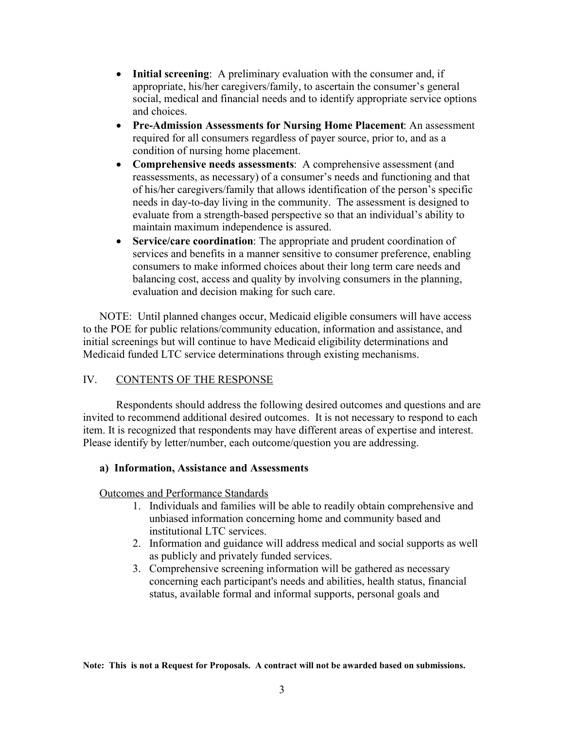- **Initial screening**: A preliminary evaluation with the consumer and, if appropriate, his/her caregivers/family, to ascertain the consumer's general social, medical and financial needs and to identify appropriate service options and choices.
- **Pre-Admission Assessments for Nursing Home Placement**: An assessment required for all consumers regardless of payer source, prior to, and as a condition of nursing home placement.
- **Comprehensive needs assessments**: A comprehensive assessment (and reassessments, as necessary) of a consumer's needs and functioning and that of his/her caregivers/family that allows identification of the person's specific needs in day-to-day living in the community. The assessment is designed to evaluate from a strength-based perspective so that an individual's ability to maintain maximum independence is assured.
- **Service/care coordination**: The appropriate and prudent coordination of services and benefits in a manner sensitive to consumer preference, enabling consumers to make informed choices about their long term care needs and balancing cost, access and quality by involving consumers in the planning, evaluation and decision making for such care.

NOTE: Until planned changes occur, Medicaid eligible consumers will have access to the POE for public relations/community education, information and assistance, and initial screenings but will continue to have Medicaid eligibility determinations and Medicaid funded LTC service determinations through existing mechanisms.

## IV. CONTENTS OF THE RESPONSE

Respondents should address the following desired outcomes and questions and are invited to recommend additional desired outcomes. It is not necessary to respond to each item. It is recognized that respondents may have different areas of expertise and interest. Please identify by letter/number, each outcome/question you are addressing.

### a) Information, Assistance and Assessments

Outcomes and Performance Standards

1. Individuals and families will be able to readily obtain comprehensive and unbiased information concerning home and community based and institutional LTC services.
2. Information and guidance will address medical and social supports as well as publicly and privately funded services.
3. Comprehensive screening information will be gathered as necessary concerning each participant's needs and abilities, health status, financial status, available formal and informal supports, personal goals and

**Note: This is not a Request for Proposals. A contract will not be awarded based on submissions.**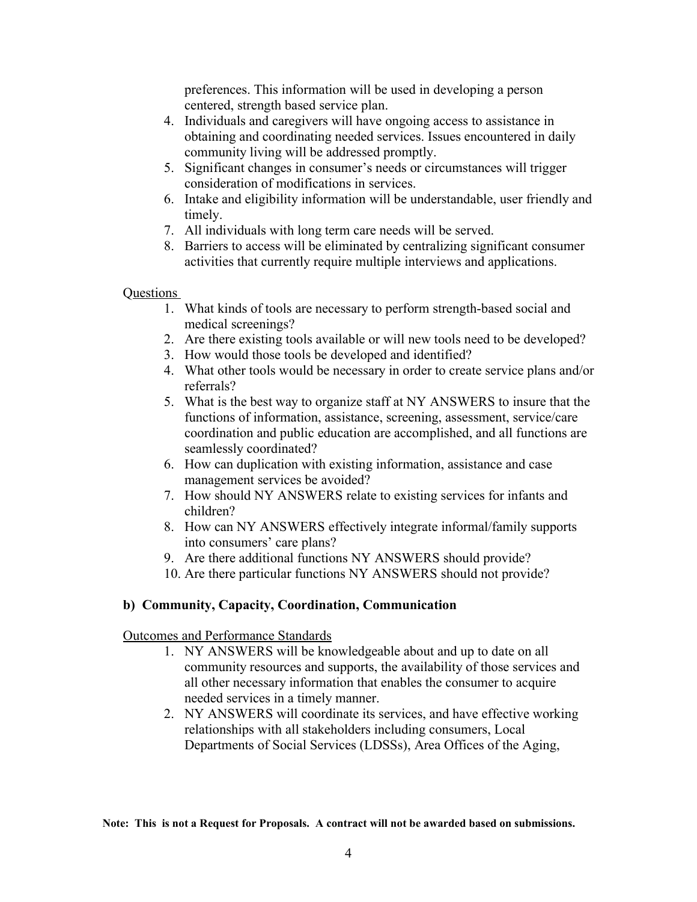preferences. This information will be used in developing a person centered, strength based service plan.

4. Individuals and caregivers will have ongoing access to assistance in obtaining and coordinating needed services. Issues encountered in daily community living will be addressed promptly.
5. Significant changes in consumer's needs or circumstances will trigger consideration of modifications in services.
6. Intake and eligibility information will be understandable, user friendly and timely.
7. All individuals with long term care needs will be served.
8. Barriers to access will be eliminated by centralizing significant consumer activities that currently require multiple interviews and applications.

Questions

1. What kinds of tools are necessary to perform strength-based social and medical screenings?
2. Are there existing tools available or will new tools need to be developed?
3. How would those tools be developed and identified?
4. What other tools would be necessary in order to create service plans and/or referrals?
5. What is the best way to organize staff at NY ANSWERS to insure that the functions of information, assistance, screening, assessment, service/care coordination and public education are accomplished, and all functions are seamlessly coordinated?
6. How can duplication with existing information, assistance and case management services be avoided?
7. How should NY ANSWERS relate to existing services for infants and children?
8. How can NY ANSWERS effectively integrate informal/family supports into consumers' care plans?
9. Are there additional functions NY ANSWERS should provide?
10. Are there particular functions NY ANSWERS should not provide?

**b) Community, Capacity, Coordination, Communication**

Outcomes and Performance Standards

1. NY ANSWERS will be knowledgeable about and up to date on all community resources and supports, the availability of those services and all other necessary information that enables the consumer to acquire needed services in a timely manner.
2. NY ANSWERS will coordinate its services, and have effective working relationships with all stakeholders including consumers, Local Departments of Social Services (LDSSs), Area Offices of the Aging,

**Note: This is not a Request for Proposals. A contract will not be awarded based on submissions.**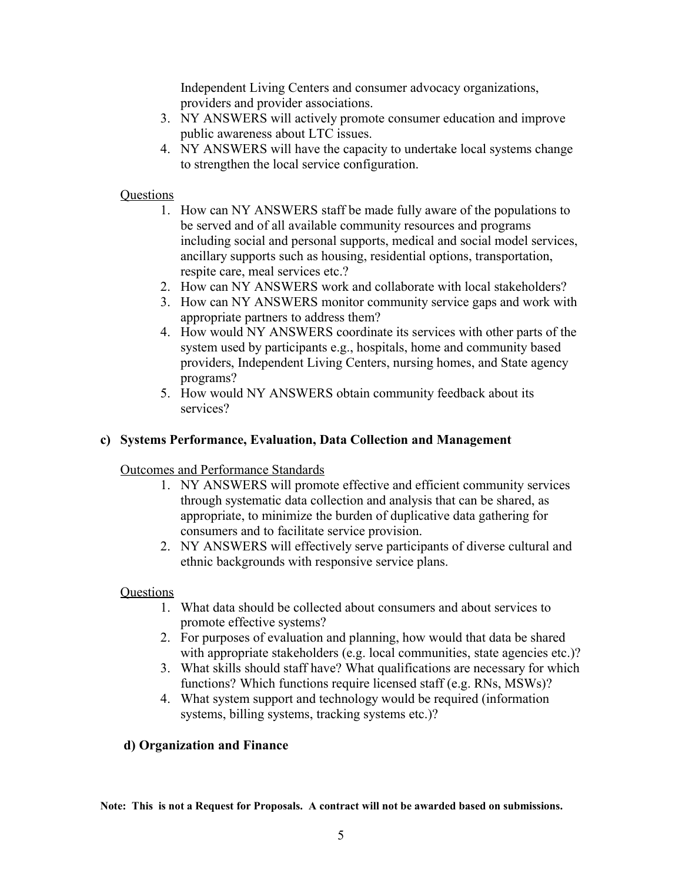Independent Living Centers and consumer advocacy organizations, providers and provider associations.

3. NY ANSWERS will actively promote consumer education and improve public awareness about LTC issues.
4. NY ANSWERS will have the capacity to undertake local systems change to strengthen the local service configuration.

Questions

1. How can NY ANSWERS staff be made fully aware of the populations to be served and of all available community resources and programs including social and personal supports, medical and social model services, ancillary supports such as housing, residential options, transportation, respite care, meal services etc.?
2. How can NY ANSWERS work and collaborate with local stakeholders?
3. How can NY ANSWERS monitor community service gaps and work with appropriate partners to address them?
4. How would NY ANSWERS coordinate its services with other parts of the system used by participants e.g., hospitals, home and community based providers, Independent Living Centers, nursing homes, and State agency programs?
5. How would NY ANSWERS obtain community feedback about its services?

**c) Systems Performance, Evaluation, Data Collection and Management**

Outcomes and Performance Standards

1. NY ANSWERS will promote effective and efficient community services through systematic data collection and analysis that can be shared, as appropriate, to minimize the burden of duplicative data gathering for consumers and to facilitate service provision.
2. NY ANSWERS will effectively serve participants of diverse cultural and ethnic backgrounds with responsive service plans.

Questions

1. What data should be collected about consumers and about services to promote effective systems?
2. For purposes of evaluation and planning, how would that data be shared with appropriate stakeholders (e.g. local communities, state agencies etc.)?
3. What skills should staff have? What qualifications are necessary for which functions? Which functions require licensed staff (e.g. RNs, MSWs)?
4. What system support and technology would be required (information systems, billing systems, tracking systems etc.)?

**d) Organization and Finance**

**Note: This is not a Request for Proposals. A contract will not be awarded based on submissions.**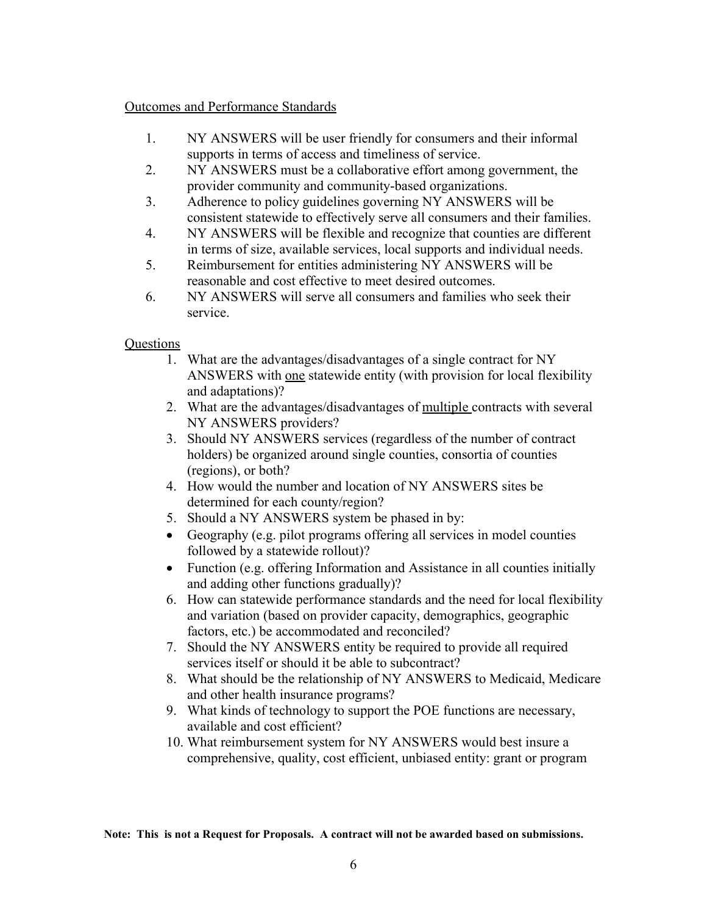Outcomes and Performance Standards

1. NY ANSWERS will be user friendly for consumers and their informal supports in terms of access and timeliness of service.
2. NY ANSWERS must be a collaborative effort among government, the provider community and community-based organizations.
3. Adherence to policy guidelines governing NY ANSWERS will be consistent statewide to effectively serve all consumers and their families.
4. NY ANSWERS will be flexible and recognize that counties are different in terms of size, available services, local supports and individual needs.
5. Reimbursement for entities administering NY ANSWERS will be reasonable and cost effective to meet desired outcomes.
6. NY ANSWERS will serve all consumers and families who seek their service.

Questions

1. What are the advantages/disadvantages of a single contract for NY ANSWERS with one statewide entity (with provision for local flexibility and adaptations)?
2. What are the advantages/disadvantages of multiple contracts with several NY ANSWERS providers?
3. Should NY ANSWERS services (regardless of the number of contract holders) be organized around single counties, consortia of counties (regions), or both?
4. How would the number and location of NY ANSWERS sites be determined for each county/region?
5. Should a NY ANSWERS system be phased in by:
   - Geography (e.g. pilot programs offering all services in model counties followed by a statewide rollout)?
   - Function (e.g. offering Information and Assistance in all counties initially and adding other functions gradually)?
6. How can statewide performance standards and the need for local flexibility and variation (based on provider capacity, demographics, geographic factors, etc.) be accommodated and reconciled?
7. Should the NY ANSWERS entity be required to provide all required services itself or should it be able to subcontract?
8. What should be the relationship of NY ANSWERS to Medicaid, Medicare and other health insurance programs?
9. What kinds of technology to support the POE functions are necessary, available and cost efficient?
10. What reimbursement system for NY ANSWERS would best insure a comprehensive, quality, cost efficient, unbiased entity: grant or program

**Note: This is not a Request for Proposals. A contract will not be awarded based on submissions.**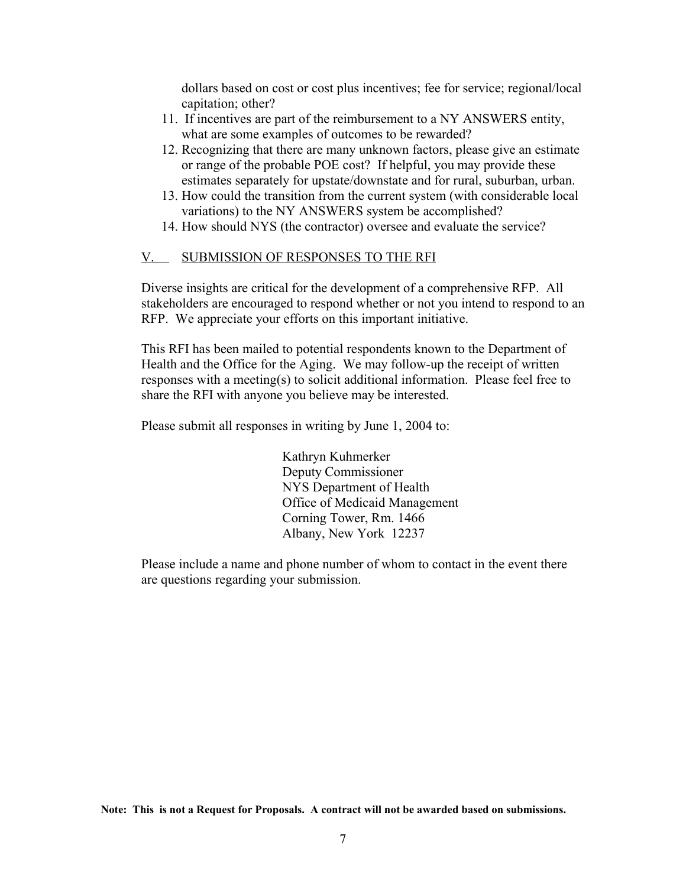dollars based on cost or cost plus incentives; fee for service; regional/local capitation; other?

11. If incentives are part of the reimbursement to a NY ANSWERS entity, what are some examples of outcomes to be rewarded?
12. Recognizing that there are many unknown factors, please give an estimate or range of the probable POE cost? If helpful, you may provide these estimates separately for upstate/downstate and for rural, suburban, urban.
13. How could the transition from the current system (with considerable local variations) to the NY ANSWERS system be accomplished?
14. How should NYS (the contractor) oversee and evaluate the service?

## V. SUBMISSION OF RESPONSES TO THE RFI

Diverse insights are critical for the development of a comprehensive RFP. All stakeholders are encouraged to respond whether or not you intend to respond to an RFP. We appreciate your efforts on this important initiative.

This RFI has been mailed to potential respondents known to the Department of Health and the Office for the Aging. We may follow-up the receipt of written responses with a meeting(s) to solicit additional information. Please feel free to share the RFI with anyone you believe may be interested.

Please submit all responses in writing by June 1, 2004 to:

Kathryn Kuhmerker
Deputy Commissioner
NYS Department of Health
Office of Medicaid Management
Corning Tower, Rm. 1466
Albany, New York 12237

Please include a name and phone number of whom to contact in the event there are questions regarding your submission.

**Note: This is not a Request for Proposals. A contract will not be awarded based on submissions.**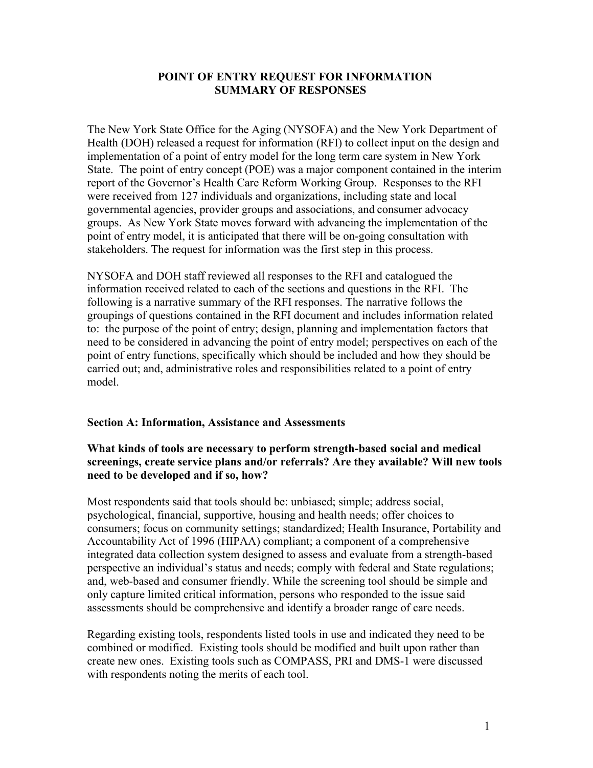# POINT OF ENTRY REQUEST FOR INFORMATION
## SUMMARY OF RESPONSES

The New York State Office for the Aging (NYSOFA) and the New York Department of Health (DOH) released a request for information (RFI) to collect input on the design and implementation of a point of entry model for the long term care system in New York State. The point of entry concept (POE) was a major component contained in the interim report of the Governor's Health Care Reform Working Group. Responses to the RFI were received from 127 individuals and organizations, including state and local governmental agencies, provider groups and associations, and consumer advocacy groups. As New York State moves forward with advancing the implementation of the point of entry model, it is anticipated that there will be on-going consultation with stakeholders. The request for information was the first step in this process.

NYSOFA and DOH staff reviewed all responses to the RFI and catalogued the information received related to each of the sections and questions in the RFI. The following is a narrative summary of the RFI responses. The narrative follows the groupings of questions contained in the RFI document and includes information related to: the purpose of the point of entry; design, planning and implementation factors that need to be considered in advancing the point of entry model; perspectives on each of the point of entry functions, specifically which should be included and how they should be carried out; and, administrative roles and responsibilities related to a point of entry model.

### Section A: Information, Assistance and Assessments

**What kinds of tools are necessary to perform strength-based social and medical screenings, create service plans and/or referrals? Are they available? Will new tools need to be developed and if so, how?**

Most respondents said that tools should be: unbiased; simple; address social, psychological, financial, supportive, housing and health needs; offer choices to consumers; focus on community settings; standardized; Health Insurance, Portability and Accountability Act of 1996 (HIPAA) compliant; a component of a comprehensive integrated data collection system designed to assess and evaluate from a strength-based perspective an individual's status and needs; comply with federal and State regulations; and, web-based and consumer friendly. While the screening tool should be simple and only capture limited critical information, persons who responded to the issue said assessments should be comprehensive and identify a broader range of care needs.

Regarding existing tools, respondents listed tools in use and indicated they need to be combined or modified. Existing tools should be modified and built upon rather than create new ones. Existing tools such as COMPASS, PRI and DMS-1 were discussed with respondents noting the merits of each tool.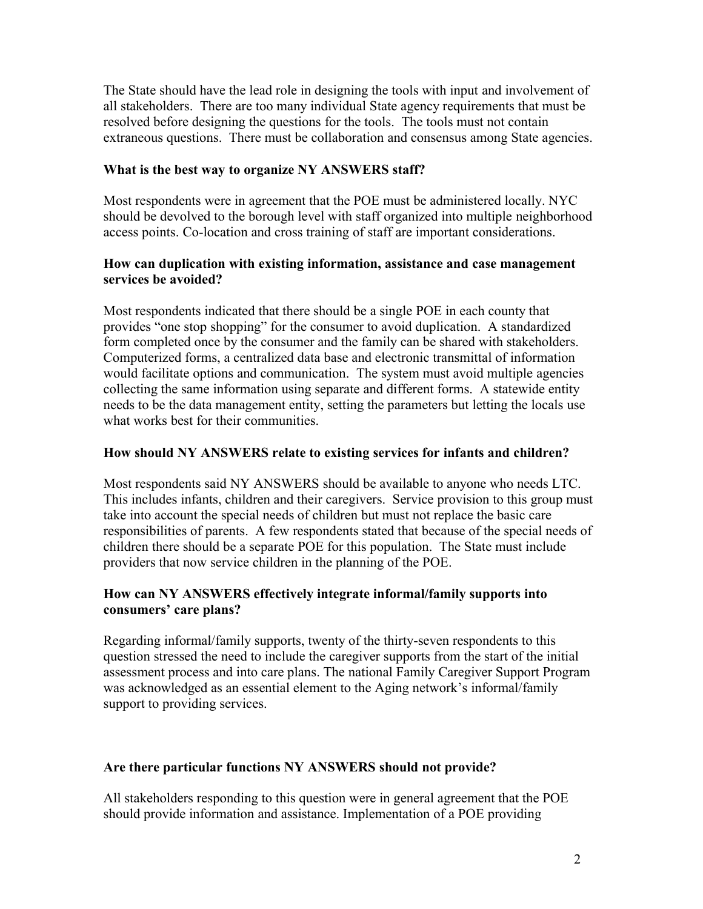The State should have the lead role in designing the tools with input and involvement of all stakeholders. There are too many individual State agency requirements that must be resolved before designing the questions for the tools. The tools must not contain extraneous questions. There must be collaboration and consensus among State agencies.

**What is the best way to organize NY ANSWERS staff?**

Most respondents were in agreement that the POE must be administered locally. NYC should be devolved to the borough level with staff organized into multiple neighborhood access points. Co-location and cross training of staff are important considerations.

**How can duplication with existing information, assistance and case management services be avoided?**

Most respondents indicated that there should be a single POE in each county that provides "one stop shopping" for the consumer to avoid duplication. A standardized form completed once by the consumer and the family can be shared with stakeholders. Computerized forms, a centralized data base and electronic transmittal of information would facilitate options and communication. The system must avoid multiple agencies collecting the same information using separate and different forms. A statewide entity needs to be the data management entity, setting the parameters but letting the locals use what works best for their communities.

**How should NY ANSWERS relate to existing services for infants and children?**

Most respondents said NY ANSWERS should be available to anyone who needs LTC. This includes infants, children and their caregivers. Service provision to this group must take into account the special needs of children but must not replace the basic care responsibilities of parents. A few respondents stated that because of the special needs of children there should be a separate POE for this population. The State must include providers that now service children in the planning of the POE.

**How can NY ANSWERS effectively integrate informal/family supports into consumers' care plans?**

Regarding informal/family supports, twenty of the thirty-seven respondents to this question stressed the need to include the caregiver supports from the start of the initial assessment process and into care plans. The national Family Caregiver Support Program was acknowledged as an essential element to the Aging network's informal/family support to providing services.

**Are there particular functions NY ANSWERS should not provide?**

All stakeholders responding to this question were in general agreement that the POE should provide information and assistance. Implementation of a POE providing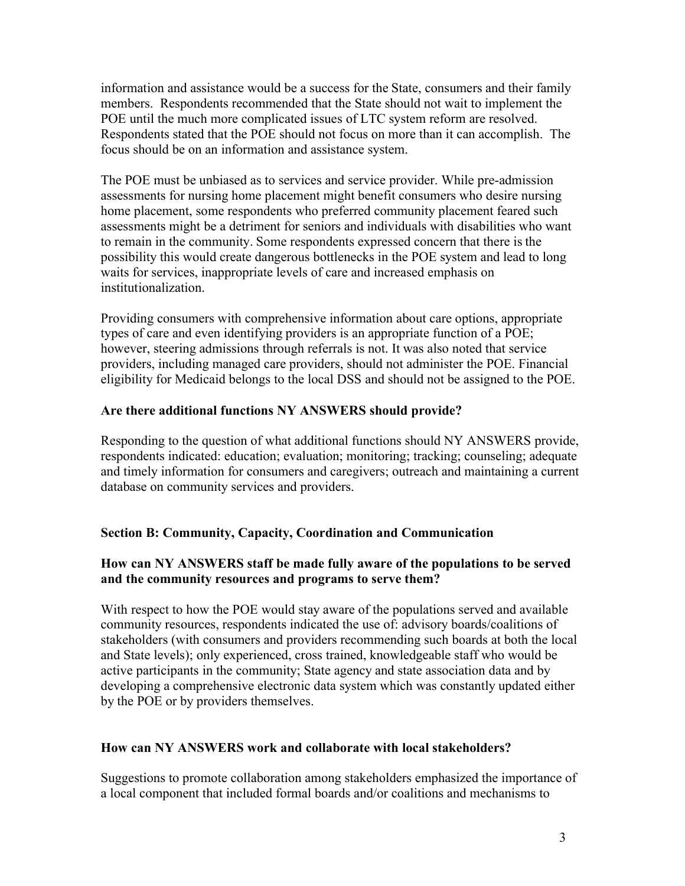information and assistance would be a success for the State, consumers and their family members. Respondents recommended that the State should not wait to implement the POE until the much more complicated issues of LTC system reform are resolved. Respondents stated that the POE should not focus on more than it can accomplish. The focus should be on an information and assistance system.

The POE must be unbiased as to services and service provider. While pre-admission assessments for nursing home placement might benefit consumers who desire nursing home placement, some respondents who preferred community placement feared such assessments might be a detriment for seniors and individuals with disabilities who want to remain in the community. Some respondents expressed concern that there is the possibility this would create dangerous bottlenecks in the POE system and lead to long waits for services, inappropriate levels of care and increased emphasis on institutionalization.

Providing consumers with comprehensive information about care options, appropriate types of care and even identifying providers is an appropriate function of a POE; however, steering admissions through referrals is not. It was also noted that service providers, including managed care providers, should not administer the POE. Financial eligibility for Medicaid belongs to the local DSS and should not be assigned to the POE.

**Are there additional functions NY ANSWERS should provide?**

Responding to the question of what additional functions should NY ANSWERS provide, respondents indicated: education; evaluation; monitoring; tracking; counseling; adequate and timely information for consumers and caregivers; outreach and maintaining a current database on community services and providers.

## Section B: Community, Capacity, Coordination and Communication

**How can NY ANSWERS staff be made fully aware of the populations to be served and the community resources and programs to serve them?**

With respect to how the POE would stay aware of the populations served and available community resources, respondents indicated the use of: advisory boards/coalitions of stakeholders (with consumers and providers recommending such boards at both the local and State levels); only experienced, cross trained, knowledgeable staff who would be active participants in the community; State agency and state association data and by developing a comprehensive electronic data system which was constantly updated either by the POE or by providers themselves.

**How can NY ANSWERS work and collaborate with local stakeholders?**

Suggestions to promote collaboration among stakeholders emphasized the importance of a local component that included formal boards and/or coalitions and mechanisms to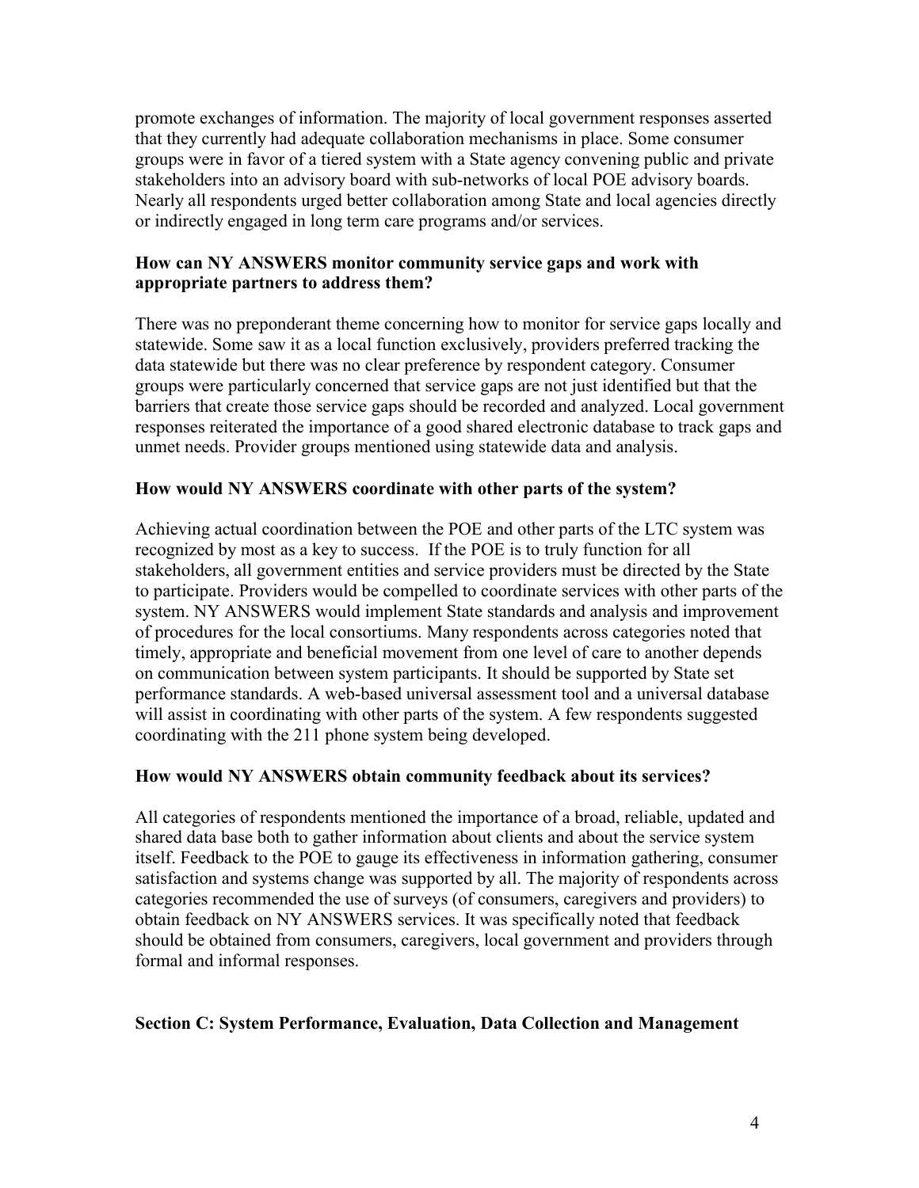promote exchanges of information. The majority of local government responses asserted that they currently had adequate collaboration mechanisms in place. Some consumer groups were in favor of a tiered system with a State agency convening public and private stakeholders into an advisory board with sub-networks of local POE advisory boards. Nearly all respondents urged better collaboration among State and local agencies directly or indirectly engaged in long term care programs and/or services.

**How can NY ANSWERS monitor community service gaps and work with appropriate partners to address them?**

There was no preponderant theme concerning how to monitor for service gaps locally and statewide. Some saw it as a local function exclusively, providers preferred tracking the data statewide but there was no clear preference by respondent category. Consumer groups were particularly concerned that service gaps are not just identified but that the barriers that create those service gaps should be recorded and analyzed. Local government responses reiterated the importance of a good shared electronic database to track gaps and unmet needs. Provider groups mentioned using statewide data and analysis.

**How would NY ANSWERS coordinate with other parts of the system?**

Achieving actual coordination between the POE and other parts of the LTC system was recognized by most as a key to success. If the POE is to truly function for all stakeholders, all government entities and service providers must be directed by the State to participate. Providers would be compelled to coordinate services with other parts of the system. NY ANSWERS would implement State standards and analysis and improvement of procedures for the local consortiums. Many respondents across categories noted that timely, appropriate and beneficial movement from one level of care to another depends on communication between system participants. It should be supported by State set performance standards. A web-based universal assessment tool and a universal database will assist in coordinating with other parts of the system. A few respondents suggested coordinating with the 211 phone system being developed.

**How would NY ANSWERS obtain community feedback about its services?**

All categories of respondents mentioned the importance of a broad, reliable, updated and shared data base both to gather information about clients and about the service system itself. Feedback to the POE to gauge its effectiveness in information gathering, consumer satisfaction and systems change was supported by all. The majority of respondents across categories recommended the use of surveys (of consumers, caregivers and providers) to obtain feedback on NY ANSWERS services. It was specifically noted that feedback should be obtained from consumers, caregivers, local government and providers through formal and informal responses.

## Section C: System Performance, Evaluation, Data Collection and Management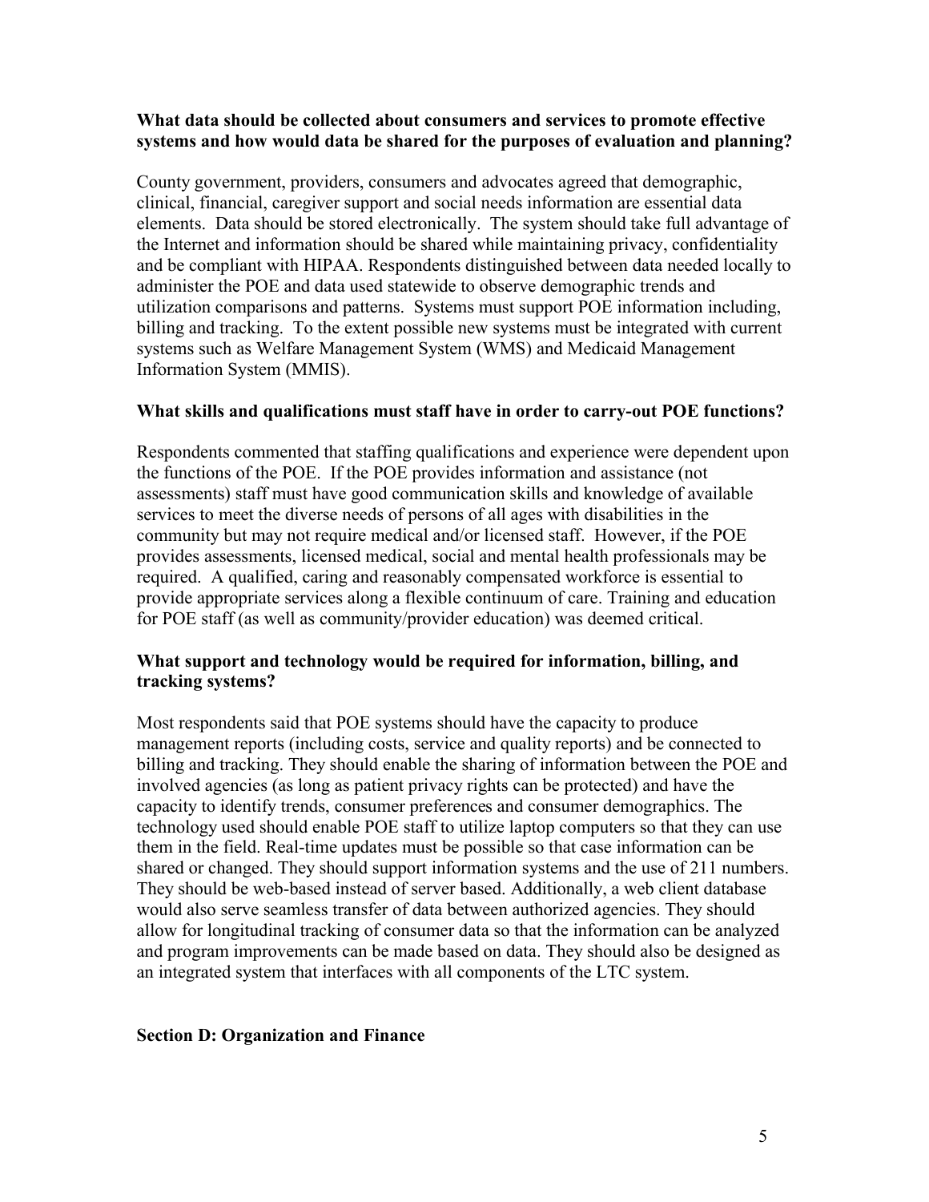**What data should be collected about consumers and services to promote effective systems and how would data be shared for the purposes of evaluation and planning?**

County government, providers, consumers and advocates agreed that demographic, clinical, financial, caregiver support and social needs information are essential data elements. Data should be stored electronically. The system should take full advantage of the Internet and information should be shared while maintaining privacy, confidentiality and be compliant with HIPAA. Respondents distinguished between data needed locally to administer the POE and data used statewide to observe demographic trends and utilization comparisons and patterns. Systems must support POE information including, billing and tracking. To the extent possible new systems must be integrated with current systems such as Welfare Management System (WMS) and Medicaid Management Information System (MMIS).

**What skills and qualifications must staff have in order to carry-out POE functions?**

Respondents commented that staffing qualifications and experience were dependent upon the functions of the POE. If the POE provides information and assistance (not assessments) staff must have good communication skills and knowledge of available services to meet the diverse needs of persons of all ages with disabilities in the community but may not require medical and/or licensed staff. However, if the POE provides assessments, licensed medical, social and mental health professionals may be required. A qualified, caring and reasonably compensated workforce is essential to provide appropriate services along a flexible continuum of care. Training and education for POE staff (as well as community/provider education) was deemed critical.

**What support and technology would be required for information, billing, and tracking systems?**

Most respondents said that POE systems should have the capacity to produce management reports (including costs, service and quality reports) and be connected to billing and tracking. They should enable the sharing of information between the POE and involved agencies (as long as patient privacy rights can be protected) and have the capacity to identify trends, consumer preferences and consumer demographics. The technology used should enable POE staff to utilize laptop computers so that they can use them in the field. Real-time updates must be possible so that case information can be shared or changed. They should support information systems and the use of 211 numbers. They should be web-based instead of server based. Additionally, a web client database would also serve seamless transfer of data between authorized agencies. They should allow for longitudinal tracking of consumer data so that the information can be analyzed and program improvements can be made based on data. They should also be designed as an integrated system that interfaces with all components of the LTC system.

**Section D: Organization and Finance**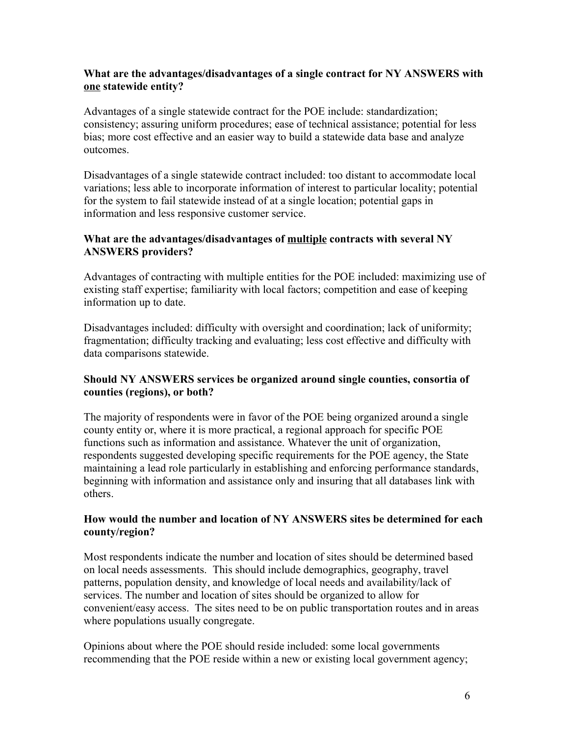**What are the advantages/disadvantages of a single contract for NY ANSWERS with <u>one</u> statewide entity?**

Advantages of a single statewide contract for the POE include: standardization; consistency; assuring uniform procedures; ease of technical assistance; potential for less bias; more cost effective and an easier way to build a statewide data base and analyze outcomes.

Disadvantages of a single statewide contract included: too distant to accommodate local variations; less able to incorporate information of interest to particular locality; potential for the system to fail statewide instead of at a single location; potential gaps in information and less responsive customer service.

**What are the advantages/disadvantages of <u>multiple</u> contracts with several NY ANSWERS providers?**

Advantages of contracting with multiple entities for the POE included: maximizing use of existing staff expertise; familiarity with local factors; competition and ease of keeping information up to date.

Disadvantages included: difficulty with oversight and coordination; lack of uniformity; fragmentation; difficulty tracking and evaluating; less cost effective and difficulty with data comparisons statewide.

**Should NY ANSWERS services be organized around single counties, consortia of counties (regions), or both?**

The majority of respondents were in favor of the POE being organized around a single county entity or, where it is more practical, a regional approach for specific POE functions such as information and assistance. Whatever the unit of organization, respondents suggested developing specific requirements for the POE agency, the State maintaining a lead role particularly in establishing and enforcing performance standards, beginning with information and assistance only and insuring that all databases link with others.

**How would the number and location of NY ANSWERS sites be determined for each county/region?**

Most respondents indicate the number and location of sites should be determined based on local needs assessments. This should include demographics, geography, travel patterns, population density, and knowledge of local needs and availability/lack of services. The number and location of sites should be organized to allow for convenient/easy access. The sites need to be on public transportation routes and in areas where populations usually congregate.

Opinions about where the POE should reside included: some local governments recommending that the POE reside within a new or existing local government agency;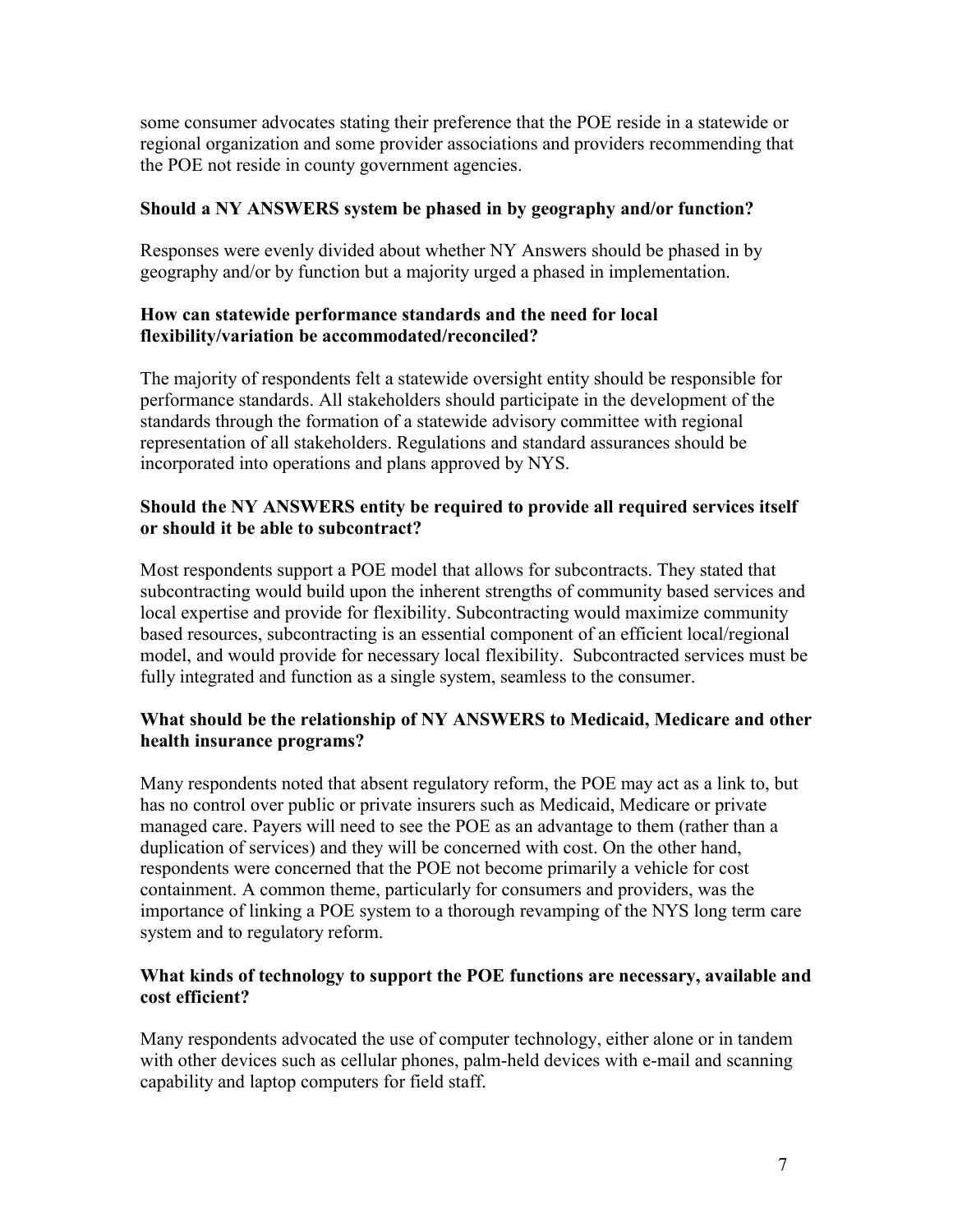some consumer advocates stating their preference that the POE reside in a statewide or regional organization and some provider associations and providers recommending that the POE not reside in county government agencies.

### Should a NY ANSWERS system be phased in by geography and/or function?

Responses were evenly divided about whether NY Answers should be phased in by geography and/or by function but a majority urged a phased in implementation.

### How can statewide performance standards and the need for local flexibility/variation be accommodated/reconciled?

The majority of respondents felt a statewide oversight entity should be responsible for performance standards. All stakeholders should participate in the development of the standards through the formation of a statewide advisory committee with regional representation of all stakeholders. Regulations and standard assurances should be incorporated into operations and plans approved by NYS.

### Should the NY ANSWERS entity be required to provide all required services itself or should it be able to subcontract?

Most respondents support a POE model that allows for subcontracts. They stated that subcontracting would build upon the inherent strengths of community based services and local expertise and provide for flexibility. Subcontracting would maximize community based resources, subcontracting is an essential component of an efficient local/regional model, and would provide for necessary local flexibility. Subcontracted services must be fully integrated and function as a single system, seamless to the consumer.

### What should be the relationship of NY ANSWERS to Medicaid, Medicare and other health insurance programs?

Many respondents noted that absent regulatory reform, the POE may act as a link to, but has no control over public or private insurers such as Medicaid, Medicare or private managed care. Payers will need to see the POE as an advantage to them (rather than a duplication of services) and they will be concerned with cost. On the other hand, respondents were concerned that the POE not become primarily a vehicle for cost containment. A common theme, particularly for consumers and providers, was the importance of linking a POE system to a thorough revamping of the NYS long term care system and to regulatory reform.

### What kinds of technology to support the POE functions are necessary, available and cost efficient?

Many respondents advocated the use of computer technology, either alone or in tandem with other devices such as cellular phones, palm-held devices with e-mail and scanning capability and laptop computers for field staff.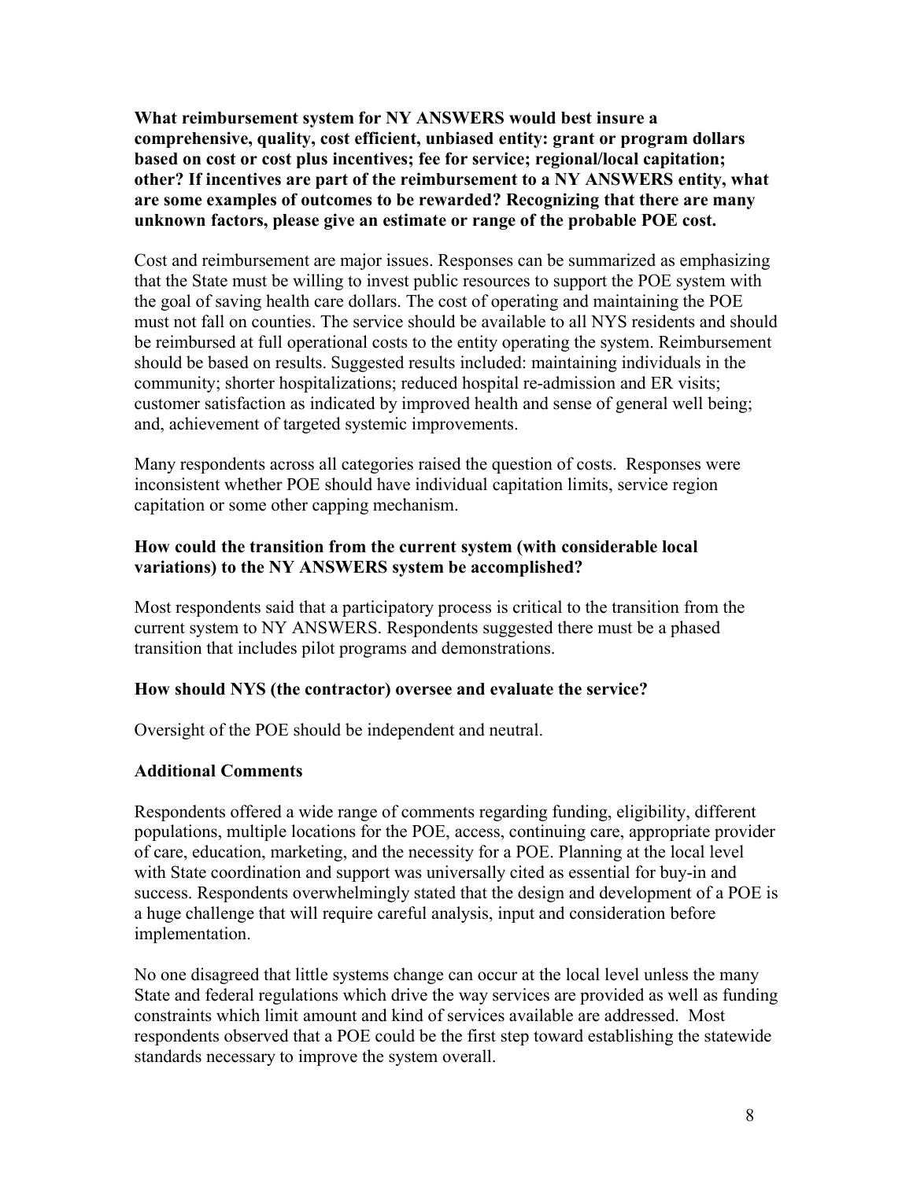**What reimbursement system for NY ANSWERS would best insure a comprehensive, quality, cost efficient, unbiased entity: grant or program dollars based on cost or cost plus incentives; fee for service; regional/local capitation; other? If incentives are part of the reimbursement to a NY ANSWERS entity, what are some examples of outcomes to be rewarded? Recognizing that there are many unknown factors, please give an estimate or range of the probable POE cost.**

Cost and reimbursement are major issues. Responses can be summarized as emphasizing that the State must be willing to invest public resources to support the POE system with the goal of saving health care dollars. The cost of operating and maintaining the POE must not fall on counties. The service should be available to all NYS residents and should be reimbursed at full operational costs to the entity operating the system. Reimbursement should be based on results. Suggested results included: maintaining individuals in the community; shorter hospitalizations; reduced hospital re-admission and ER visits; customer satisfaction as indicated by improved health and sense of general well being; and, achievement of targeted systemic improvements.

Many respondents across all categories raised the question of costs. Responses were inconsistent whether POE should have individual capitation limits, service region capitation or some other capping mechanism.

**How could the transition from the current system (with considerable local variations) to the NY ANSWERS system be accomplished?**

Most respondents said that a participatory process is critical to the transition from the current system to NY ANSWERS. Respondents suggested there must be a phased transition that includes pilot programs and demonstrations.

**How should NYS (the contractor) oversee and evaluate the service?**

Oversight of the POE should be independent and neutral.

**Additional Comments**

Respondents offered a wide range of comments regarding funding, eligibility, different populations, multiple locations for the POE, access, continuing care, appropriate provider of care, education, marketing, and the necessity for a POE. Planning at the local level with State coordination and support was universally cited as essential for buy-in and success. Respondents overwhelmingly stated that the design and development of a POE is a huge challenge that will require careful analysis, input and consideration before implementation.

No one disagreed that little systems change can occur at the local level unless the many State and federal regulations which drive the way services are provided as well as funding constraints which limit amount and kind of services available are addressed. Most respondents observed that a POE could be the first step toward establishing the statewide standards necessary to improve the system overall.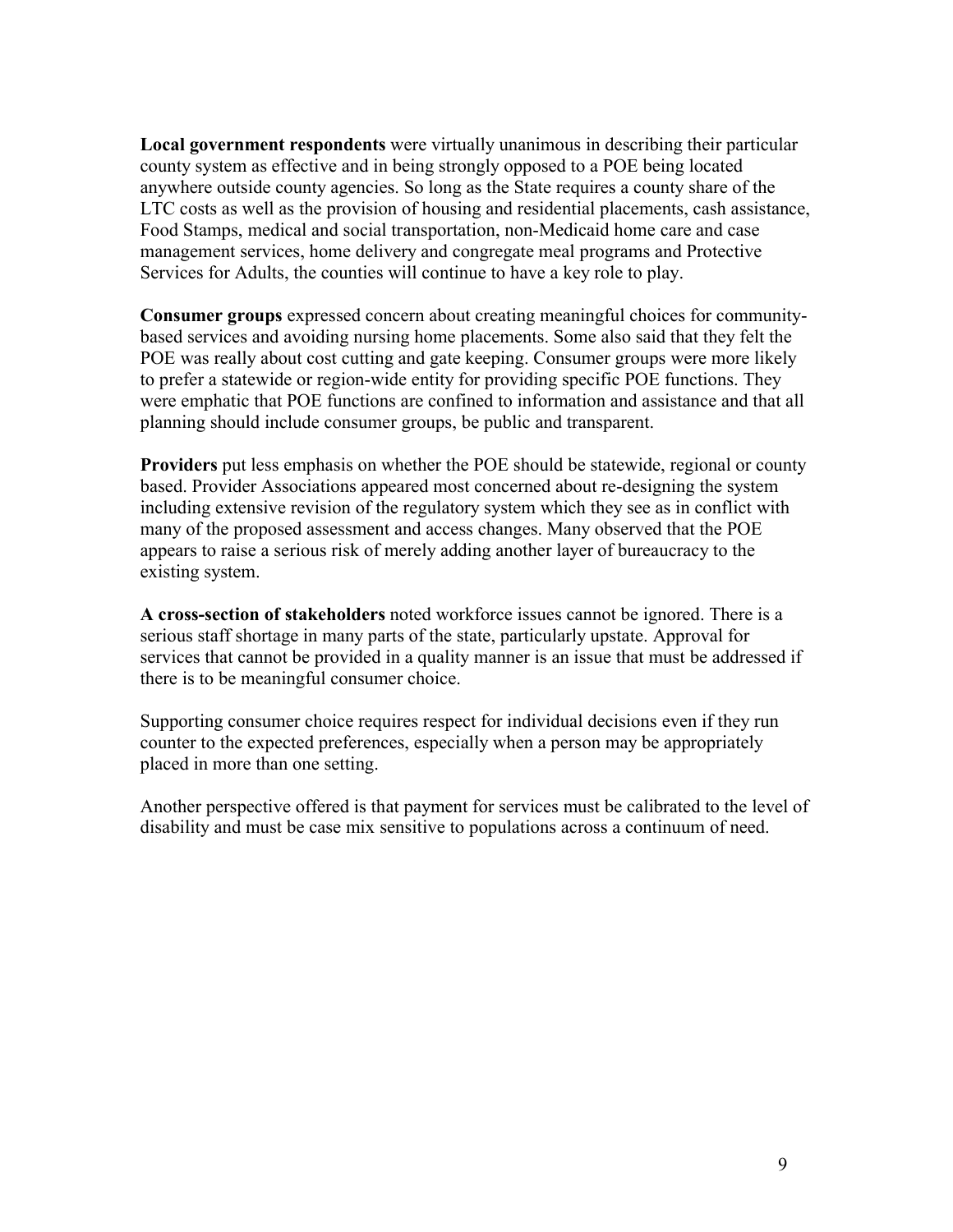**Local government respondents** were virtually unanimous in describing their particular county system as effective and in being strongly opposed to a POE being located anywhere outside county agencies. So long as the State requires a county share of the LTC costs as well as the provision of housing and residential placements, cash assistance, Food Stamps, medical and social transportation, non-Medicaid home care and case management services, home delivery and congregate meal programs and Protective Services for Adults, the counties will continue to have a key role to play.

**Consumer groups** expressed concern about creating meaningful choices for community-based services and avoiding nursing home placements. Some also said that they felt the POE was really about cost cutting and gate keeping. Consumer groups were more likely to prefer a statewide or region-wide entity for providing specific POE functions. They were emphatic that POE functions are confined to information and assistance and that all planning should include consumer groups, be public and transparent.

**Providers** put less emphasis on whether the POE should be statewide, regional or county based. Provider Associations appeared most concerned about re-designing the system including extensive revision of the regulatory system which they see as in conflict with many of the proposed assessment and access changes. Many observed that the POE appears to raise a serious risk of merely adding another layer of bureaucracy to the existing system.

**A cross-section of stakeholders** noted workforce issues cannot be ignored. There is a serious staff shortage in many parts of the state, particularly upstate. Approval for services that cannot be provided in a quality manner is an issue that must be addressed if there is to be meaningful consumer choice.

Supporting consumer choice requires respect for individual decisions even if they run counter to the expected preferences, especially when a person may be appropriately placed in more than one setting.

Another perspective offered is that payment for services must be calibrated to the level of disability and must be case mix sensitive to populations across a continuum of need.